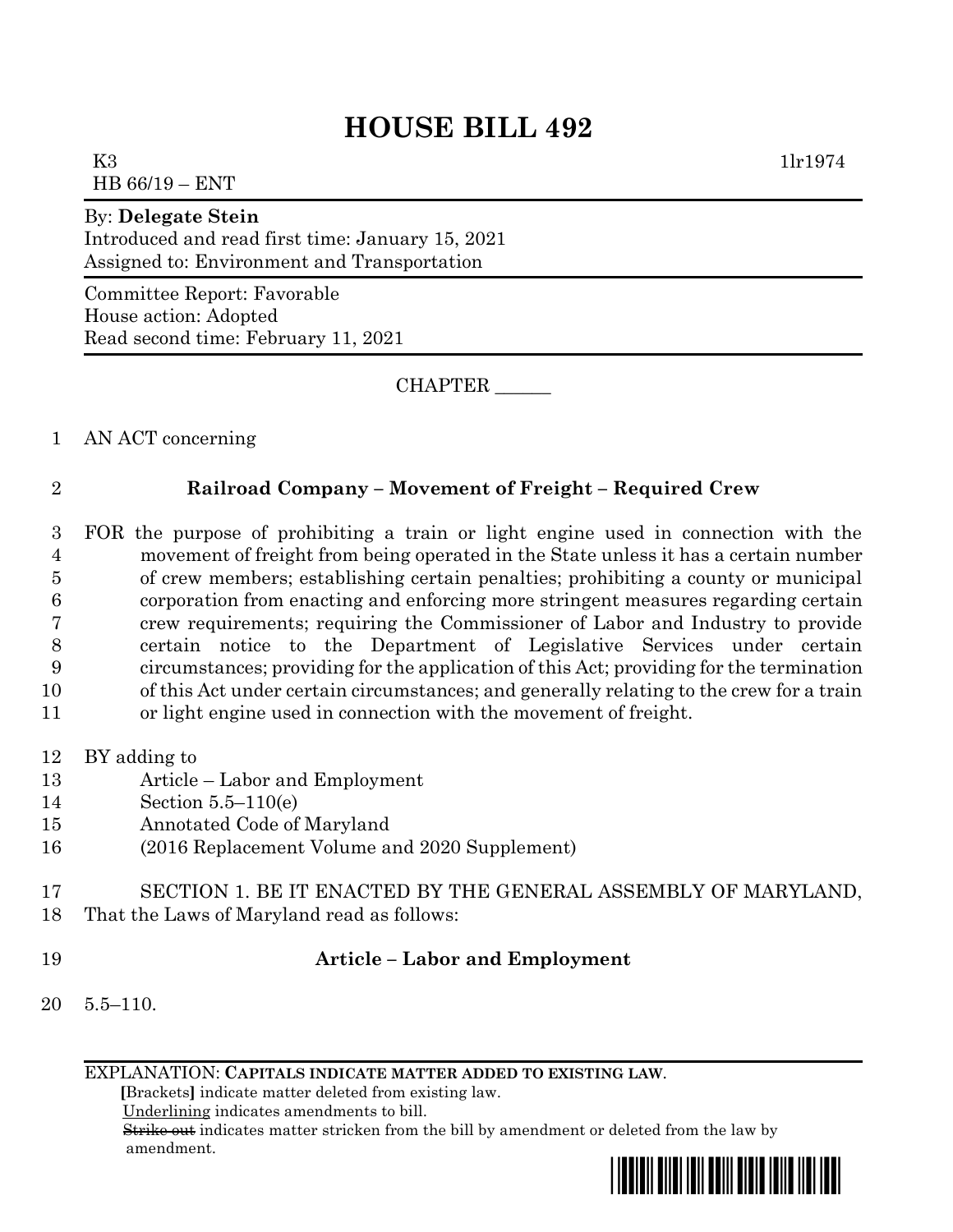# HOUSE BILL 492

K3 1lr1974
HB 66/19 – ENT

By: **Delegate Stein**
Introduced and read first time: January 15, 2021
Assigned to: Environment and Transportation

Committee Report: Favorable
House action: Adopted
Read second time: February 11, 2021

CHAPTER ______

AN ACT concerning

## Railroad Company – Movement of Freight – Required Crew

FOR the purpose of prohibiting a train or light engine used in connection with the movement of freight from being operated in the State unless it has a certain number of crew members; establishing certain penalties; prohibiting a county or municipal corporation from enacting and enforcing more stringent measures regarding certain crew requirements; requiring the Commissioner of Labor and Industry to provide certain notice to the Department of Legislative Services under certain circumstances; providing for the application of this Act; providing for the termination of this Act under certain circumstances; and generally relating to the crew for a train or light engine used in connection with the movement of freight.

BY adding to
Article – Labor and Employment
Section 5.5–110(e)
Annotated Code of Maryland
(2016 Replacement Volume and 2020 Supplement)

SECTION 1. BE IT ENACTED BY THE GENERAL ASSEMBLY OF MARYLAND, That the Laws of Maryland read as follows:

### Article – Labor and Employment

5.5–110.

EXPLANATION: **CAPITALS INDICATE MATTER ADDED TO EXISTING LAW.**
**[**Brackets**]** indicate matter deleted from existing law.
Underlining indicates amendments to bill.
~~Strike out~~ indicates matter stricken from the bill by amendment or deleted from the law by amendment.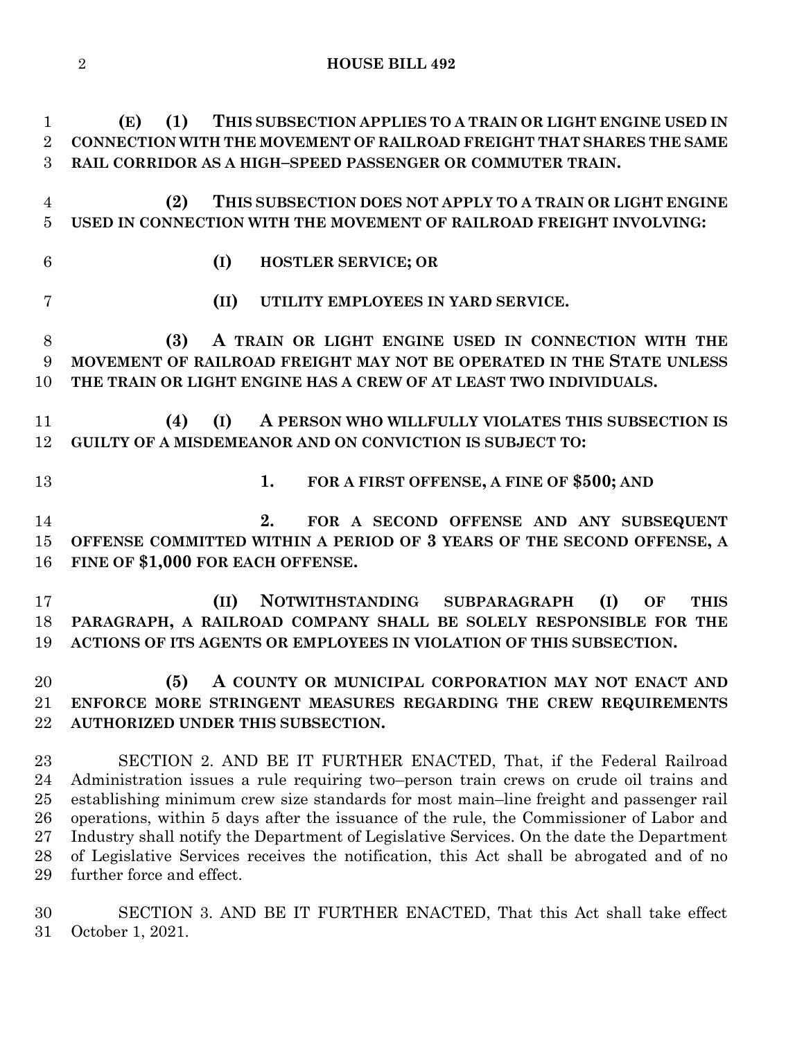**(E) (1) THIS SUBSECTION APPLIES TO A TRAIN OR LIGHT ENGINE USED IN CONNECTION WITH THE MOVEMENT OF RAILROAD FREIGHT THAT SHARES THE SAME RAIL CORRIDOR AS A HIGH–SPEED PASSENGER OR COMMUTER TRAIN.**

**(2) THIS SUBSECTION DOES NOT APPLY TO A TRAIN OR LIGHT ENGINE USED IN CONNECTION WITH THE MOVEMENT OF RAILROAD FREIGHT INVOLVING:**

**(I) HOSTLER SERVICE; OR**

**(II) UTILITY EMPLOYEES IN YARD SERVICE.**

**(3) A TRAIN OR LIGHT ENGINE USED IN CONNECTION WITH THE MOVEMENT OF RAILROAD FREIGHT MAY NOT BE OPERATED IN THE STATE UNLESS THE TRAIN OR LIGHT ENGINE HAS A CREW OF AT LEAST TWO INDIVIDUALS.**

**(4) (I) A PERSON WHO WILLFULLY VIOLATES THIS SUBSECTION IS GUILTY OF A MISDEMEANOR AND ON CONVICTION IS SUBJECT TO:**

**1. FOR A FIRST OFFENSE, A FINE OF $500; AND**

**2. FOR A SECOND OFFENSE AND ANY SUBSEQUENT OFFENSE COMMITTED WITHIN A PERIOD OF 3 YEARS OF THE SECOND OFFENSE, A FINE OF $1,000 FOR EACH OFFENSE.**

**(II) NOTWITHSTANDING SUBPARAGRAPH (I) OF THIS PARAGRAPH, A RAILROAD COMPANY SHALL BE SOLELY RESPONSIBLE FOR THE ACTIONS OF ITS AGENTS OR EMPLOYEES IN VIOLATION OF THIS SUBSECTION.**

**(5) A COUNTY OR MUNICIPAL CORPORATION MAY NOT ENACT AND ENFORCE MORE STRINGENT MEASURES REGARDING THE CREW REQUIREMENTS AUTHORIZED UNDER THIS SUBSECTION.**

SECTION 2. AND BE IT FURTHER ENACTED, That, if the Federal Railroad Administration issues a rule requiring two–person train crews on crude oil trains and establishing minimum crew size standards for most main–line freight and passenger rail operations, within 5 days after the issuance of the rule, the Commissioner of Labor and Industry shall notify the Department of Legislative Services. On the date the Department of Legislative Services receives the notification, this Act shall be abrogated and of no further force and effect.

SECTION 3. AND BE IT FURTHER ENACTED, That this Act shall take effect October 1, 2021.